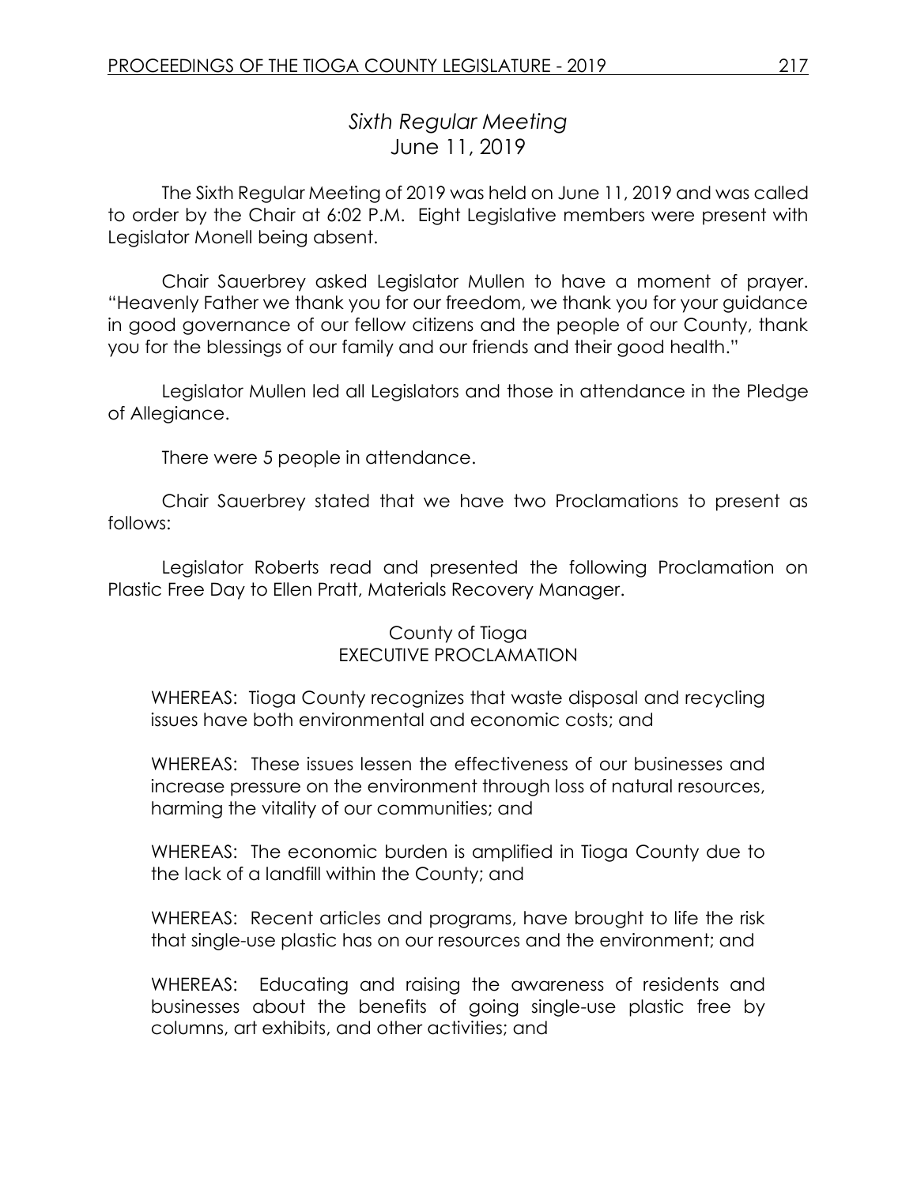## *Sixth Regular Meeting*
## June 11, 2019

The Sixth Regular Meeting of 2019 was held on June 11, 2019 and was called to order by the Chair at 6:02 P.M. Eight Legislative members were present with Legislator Monell being absent.

Chair Sauerbrey asked Legislator Mullen to have a moment of prayer. "Heavenly Father we thank you for our freedom, we thank you for your guidance in good governance of our fellow citizens and the people of our County, thank you for the blessings of our family and our friends and their good health."

Legislator Mullen led all Legislators and those in attendance in the Pledge of Allegiance.

There were 5 people in attendance.

Chair Sauerbrey stated that we have two Proclamations to present as follows:

Legislator Roberts read and presented the following Proclamation on Plastic Free Day to Ellen Pratt, Materials Recovery Manager.

County of Tioga
EXECUTIVE PROCLAMATION

WHEREAS: Tioga County recognizes that waste disposal and recycling issues have both environmental and economic costs; and

WHEREAS: These issues lessen the effectiveness of our businesses and increase pressure on the environment through loss of natural resources, harming the vitality of our communities; and

WHEREAS: The economic burden is amplified in Tioga County due to the lack of a landfill within the County; and

WHEREAS: Recent articles and programs, have brought to life the risk that single-use plastic has on our resources and the environment; and

WHEREAS: Educating and raising the awareness of residents and businesses about the benefits of going single-use plastic free by columns, art exhibits, and other activities; and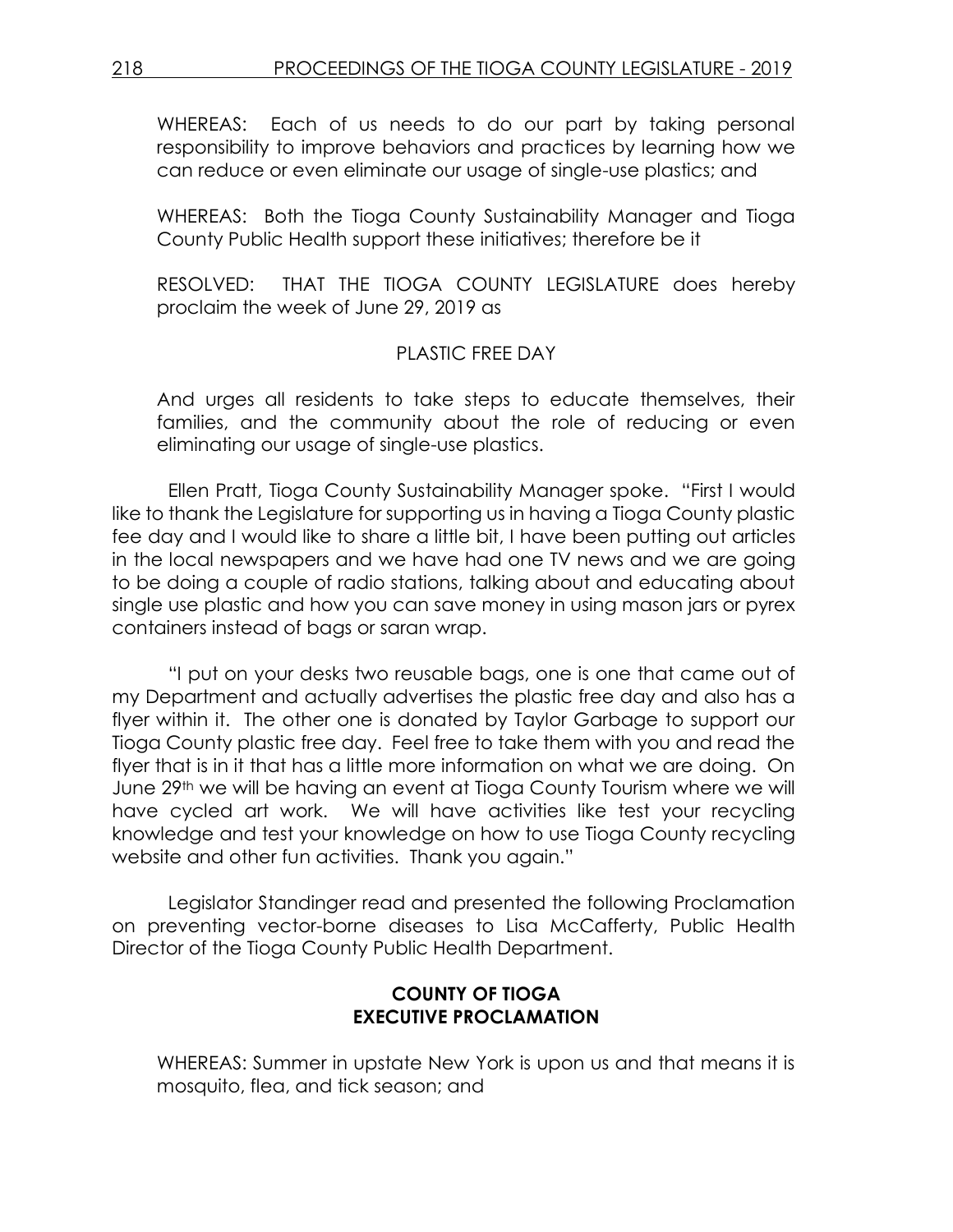WHEREAS: Each of us needs to do our part by taking personal responsibility to improve behaviors and practices by learning how we can reduce or even eliminate our usage of single-use plastics; and

WHEREAS: Both the Tioga County Sustainability Manager and Tioga County Public Health support these initiatives; therefore be it

RESOLVED: THAT THE TIOGA COUNTY LEGISLATURE does hereby proclaim the week of June 29, 2019 as

PLASTIC FREE DAY

And urges all residents to take steps to educate themselves, their families, and the community about the role of reducing or even eliminating our usage of single-use plastics.

Ellen Pratt, Tioga County Sustainability Manager spoke. "First I would like to thank the Legislature for supporting us in having a Tioga County plastic fee day and I would like to share a little bit, I have been putting out articles in the local newspapers and we have had one TV news and we are going to be doing a couple of radio stations, talking about and educating about single use plastic and how you can save money in using mason jars or pyrex containers instead of bags or saran wrap.

"I put on your desks two reusable bags, one is one that came out of my Department and actually advertises the plastic free day and also has a flyer within it. The other one is donated by Taylor Garbage to support our Tioga County plastic free day. Feel free to take them with you and read the flyer that is in it that has a little more information on what we are doing. On June 29th we will be having an event at Tioga County Tourism where we will have cycled art work. We will have activities like test your recycling knowledge and test your knowledge on how to use Tioga County recycling website and other fun activities. Thank you again."

Legislator Standinger read and presented the following Proclamation on preventing vector-borne diseases to Lisa McCafferty, Public Health Director of the Tioga County Public Health Department.

**COUNTY OF TIOGA**
**EXECUTIVE PROCLAMATION**

WHEREAS: Summer in upstate New York is upon us and that means it is mosquito, flea, and tick season; and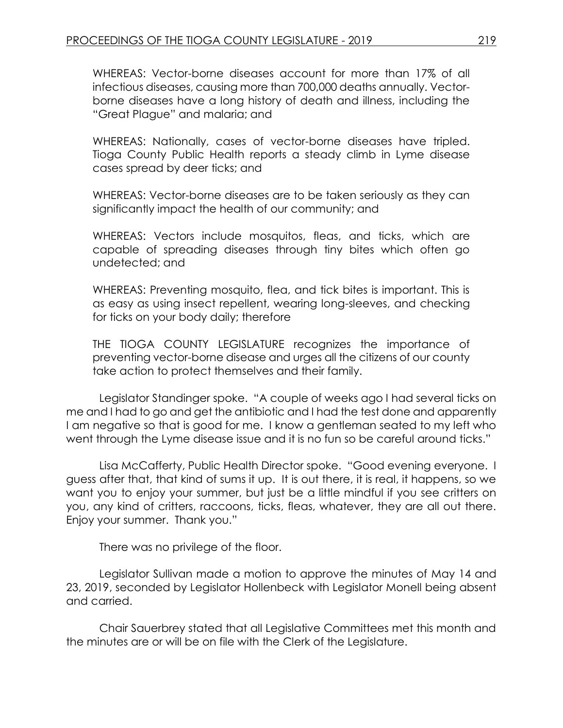WHEREAS: Vector-borne diseases account for more than 17% of all infectious diseases, causing more than 700,000 deaths annually. Vector-borne diseases have a long history of death and illness, including the "Great Plague" and malaria; and

WHEREAS: Nationally, cases of vector-borne diseases have tripled. Tioga County Public Health reports a steady climb in Lyme disease cases spread by deer ticks; and

WHEREAS: Vector-borne diseases are to be taken seriously as they can significantly impact the health of our community; and

WHEREAS: Vectors include mosquitos, fleas, and ticks, which are capable of spreading diseases through tiny bites which often go undetected; and

WHEREAS: Preventing mosquito, flea, and tick bites is important. This is as easy as using insect repellent, wearing long-sleeves, and checking for ticks on your body daily; therefore

THE TIOGA COUNTY LEGISLATURE recognizes the importance of preventing vector-borne disease and urges all the citizens of our county take action to protect themselves and their family.

Legislator Standinger spoke. "A couple of weeks ago I had several ticks on me and I had to go and get the antibiotic and I had the test done and apparently I am negative so that is good for me. I know a gentleman seated to my left who went through the Lyme disease issue and it is no fun so be careful around ticks."

Lisa McCafferty, Public Health Director spoke. "Good evening everyone. I guess after that, that kind of sums it up. It is out there, it is real, it happens, so we want you to enjoy your summer, but just be a little mindful if you see critters on you, any kind of critters, raccoons, ticks, fleas, whatever, they are all out there. Enjoy your summer. Thank you."

There was no privilege of the floor.

Legislator Sullivan made a motion to approve the minutes of May 14 and 23, 2019, seconded by Legislator Hollenbeck with Legislator Monell being absent and carried.

Chair Sauerbrey stated that all Legislative Committees met this month and the minutes are or will be on file with the Clerk of the Legislature.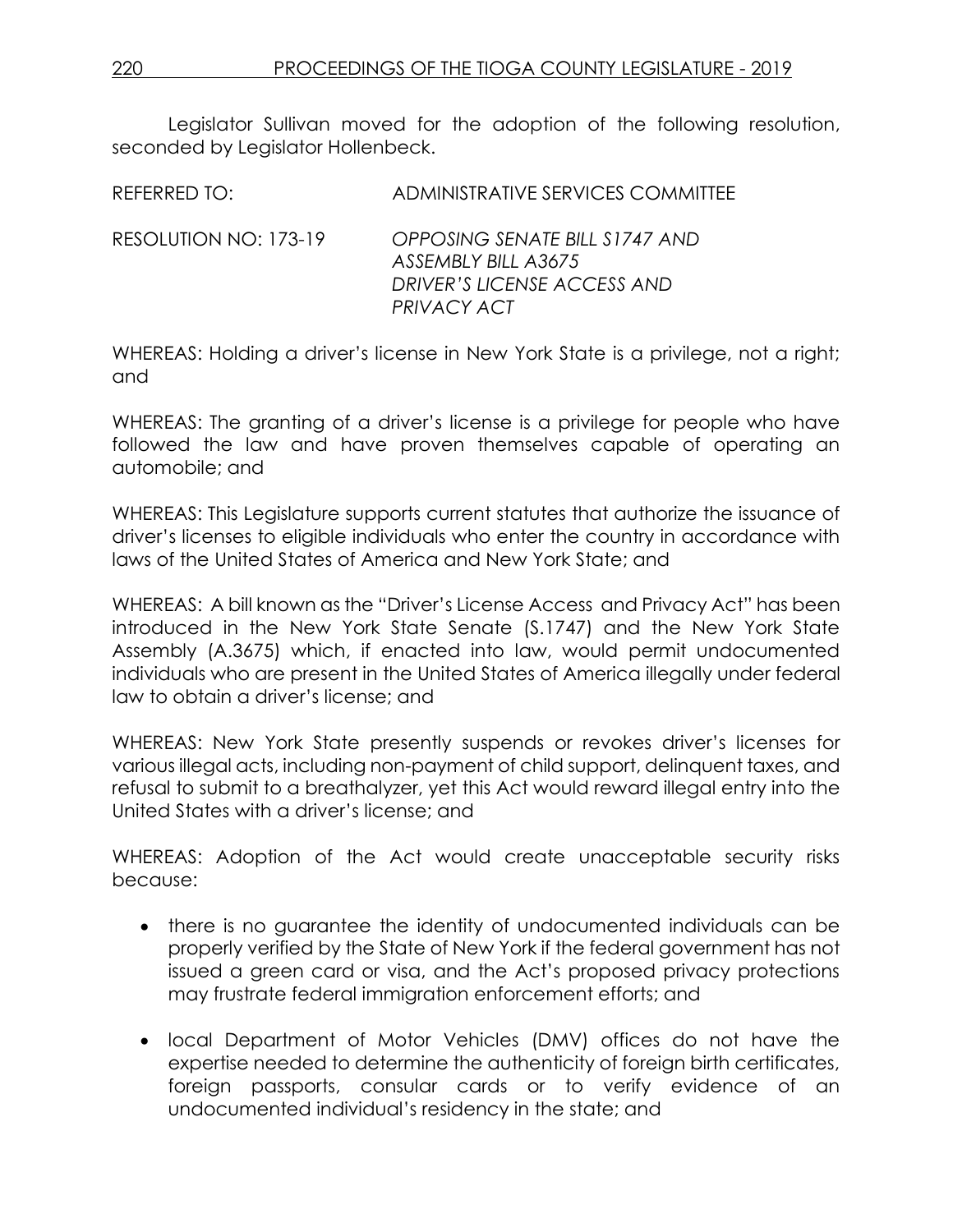Legislator Sullivan moved for the adoption of the following resolution, seconded by Legislator Hollenbeck.

REFERRED TO: ADMINISTRATIVE SERVICES COMMITTEE

RESOLUTION NO: 173-19 *OPPOSING SENATE BILL S1747 AND ASSEMBLY BILL A3675 DRIVER'S LICENSE ACCESS AND PRIVACY ACT*

WHEREAS: Holding a driver's license in New York State is a privilege, not a right; and

WHEREAS: The granting of a driver's license is a privilege for people who have followed the law and have proven themselves capable of operating an automobile; and

WHEREAS: This Legislature supports current statutes that authorize the issuance of driver's licenses to eligible individuals who enter the country in accordance with laws of the United States of America and New York State; and

WHEREAS: A bill known as the "Driver's License Access and Privacy Act" has been introduced in the New York State Senate (S.1747) and the New York State Assembly (A.3675) which, if enacted into law, would permit undocumented individuals who are present in the United States of America illegally under federal law to obtain a driver's license; and

WHEREAS: New York State presently suspends or revokes driver's licenses for various illegal acts, including non-payment of child support, delinquent taxes, and refusal to submit to a breathalyzer, yet this Act would reward illegal entry into the United States with a driver's license; and

WHEREAS: Adoption of the Act would create unacceptable security risks because:

- there is no guarantee the identity of undocumented individuals can be properly verified by the State of New York if the federal government has not issued a green card or visa, and the Act's proposed privacy protections may frustrate federal immigration enforcement efforts; and
- local Department of Motor Vehicles (DMV) offices do not have the expertise needed to determine the authenticity of foreign birth certificates, foreign passports, consular cards or to verify evidence of an undocumented individual's residency in the state; and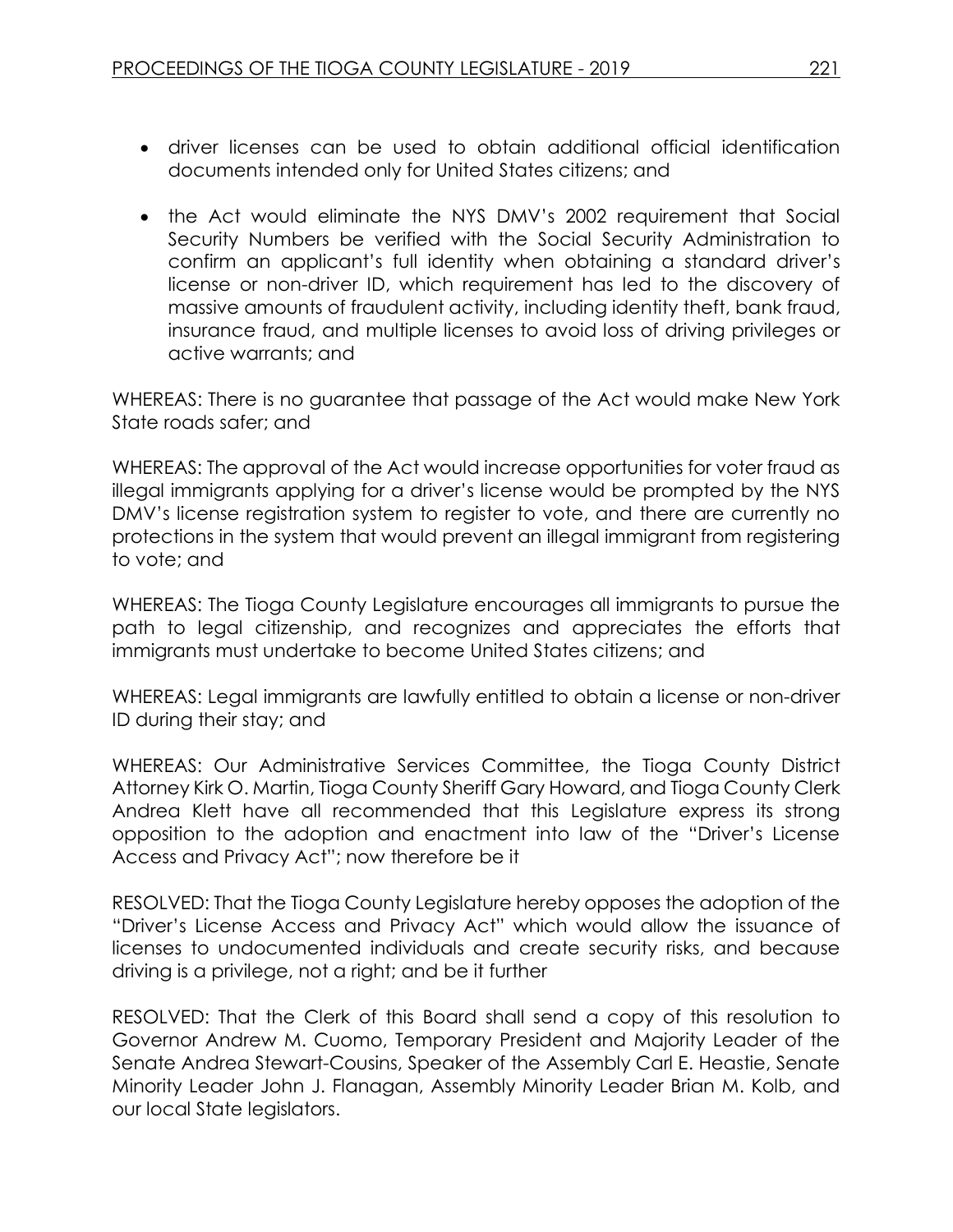- driver licenses can be used to obtain additional official identification documents intended only for United States citizens; and

- the Act would eliminate the NYS DMV's 2002 requirement that Social Security Numbers be verified with the Social Security Administration to confirm an applicant's full identity when obtaining a standard driver's license or non-driver ID, which requirement has led to the discovery of massive amounts of fraudulent activity, including identity theft, bank fraud, insurance fraud, and multiple licenses to avoid loss of driving privileges or active warrants; and

WHEREAS: There is no guarantee that passage of the Act would make New York State roads safer; and

WHEREAS: The approval of the Act would increase opportunities for voter fraud as illegal immigrants applying for a driver's license would be prompted by the NYS DMV's license registration system to register to vote, and there are currently no protections in the system that would prevent an illegal immigrant from registering to vote; and

WHEREAS: The Tioga County Legislature encourages all immigrants to pursue the path to legal citizenship, and recognizes and appreciates the efforts that immigrants must undertake to become United States citizens; and

WHEREAS: Legal immigrants are lawfully entitled to obtain a license or non-driver ID during their stay; and

WHEREAS: Our Administrative Services Committee, the Tioga County District Attorney Kirk O. Martin, Tioga County Sheriff Gary Howard, and Tioga County Clerk Andrea Klett have all recommended that this Legislature express its strong opposition to the adoption and enactment into law of the "Driver's License Access and Privacy Act"; now therefore be it

RESOLVED: That the Tioga County Legislature hereby opposes the adoption of the "Driver's License Access and Privacy Act" which would allow the issuance of licenses to undocumented individuals and create security risks, and because driving is a privilege, not a right; and be it further

RESOLVED: That the Clerk of this Board shall send a copy of this resolution to Governor Andrew M. Cuomo, Temporary President and Majority Leader of the Senate Andrea Stewart-Cousins, Speaker of the Assembly Carl E. Heastie, Senate Minority Leader John J. Flanagan, Assembly Minority Leader Brian M. Kolb, and our local State legislators.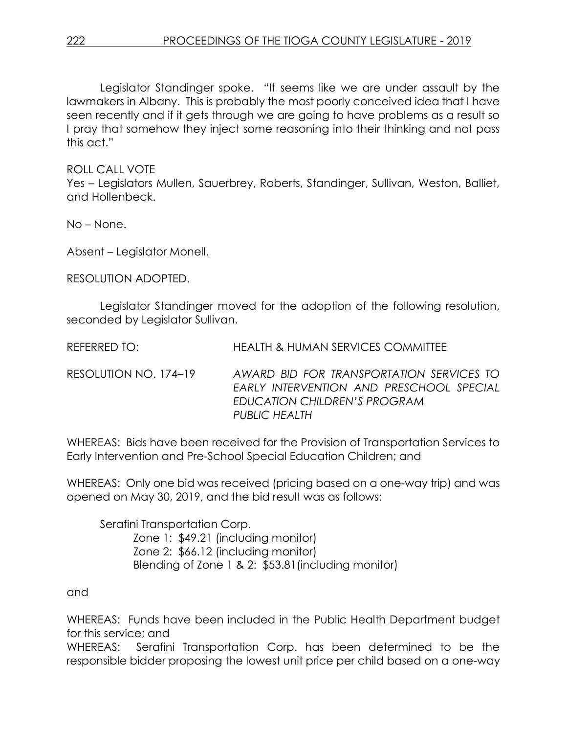Legislator Standinger spoke. "It seems like we are under assault by the lawmakers in Albany. This is probably the most poorly conceived idea that I have seen recently and if it gets through we are going to have problems as a result so I pray that somehow they inject some reasoning into their thinking and not pass this act."

ROLL CALL VOTE
Yes – Legislators Mullen, Sauerbrey, Roberts, Standinger, Sullivan, Weston, Balliet, and Hollenbeck.

No – None.

Absent – Legislator Monell.

RESOLUTION ADOPTED.

Legislator Standinger moved for the adoption of the following resolution, seconded by Legislator Sullivan.

REFERRED TO: HEALTH & HUMAN SERVICES COMMITTEE

RESOLUTION NO. 174–19 *AWARD BID FOR TRANSPORTATION SERVICES TO EARLY INTERVENTION AND PRESCHOOL SPECIAL EDUCATION CHILDREN'S PROGRAM PUBLIC HEALTH*

WHEREAS: Bids have been received for the Provision of Transportation Services to Early Intervention and Pre-School Special Education Children; and

WHEREAS: Only one bid was received (pricing based on a one-way trip) and was opened on May 30, 2019, and the bid result was as follows:

Serafini Transportation Corp.
Zone 1: $49.21 (including monitor)
Zone 2: $66.12 (including monitor)
Blending of Zone 1 & 2: $53.81(including monitor)

and

WHEREAS: Funds have been included in the Public Health Department budget for this service; and
WHEREAS: Serafini Transportation Corp. has been determined to be the responsible bidder proposing the lowest unit price per child based on a one-way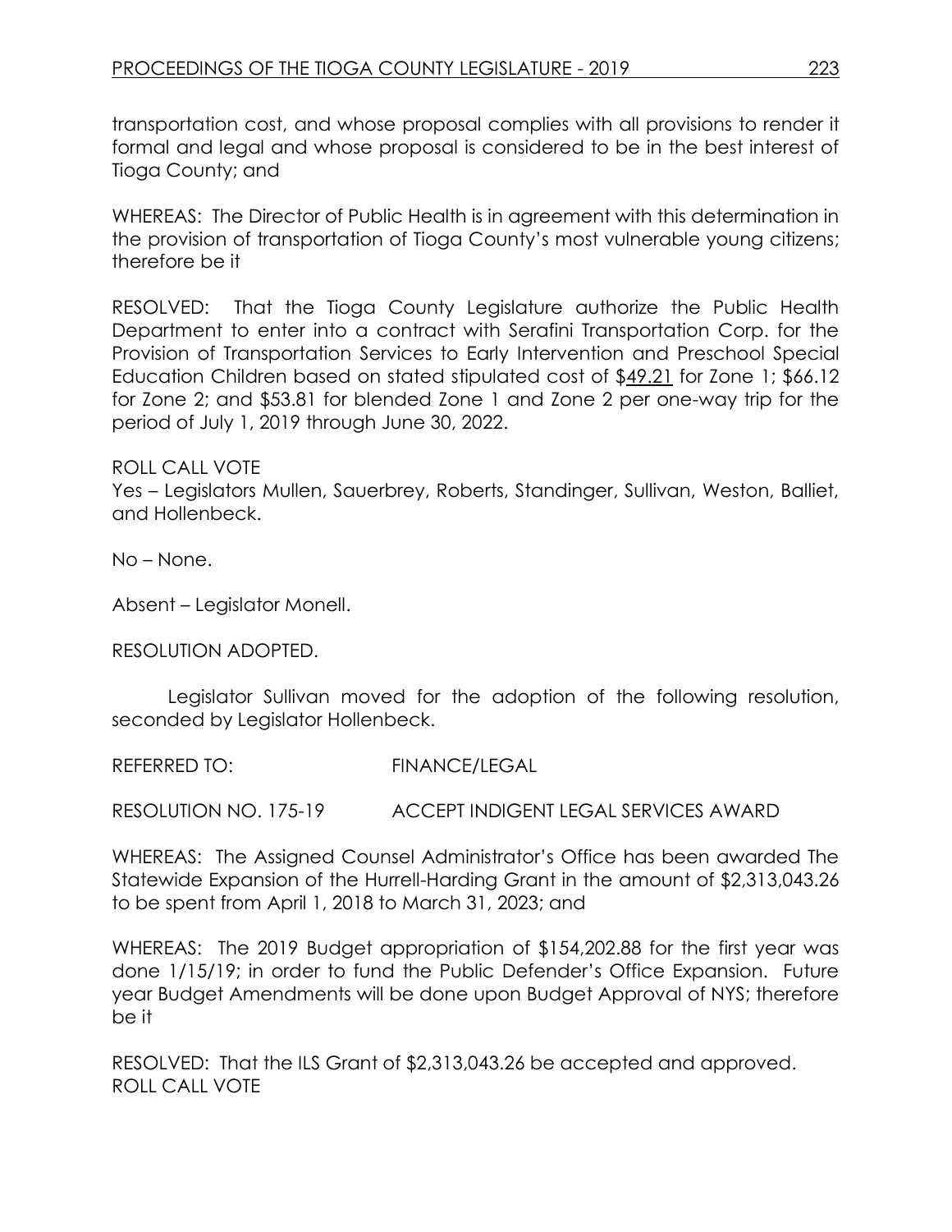transportation cost, and whose proposal complies with all provisions to render it formal and legal and whose proposal is considered to be in the best interest of Tioga County; and

WHEREAS: The Director of Public Health is in agreement with this determination in the provision of transportation of Tioga County's most vulnerable young citizens; therefore be it

RESOLVED: That the Tioga County Legislature authorize the Public Health Department to enter into a contract with Serafini Transportation Corp. for the Provision of Transportation Services to Early Intervention and Preschool Special Education Children based on stated stipulated cost of $49.21 for Zone 1; $66.12 for Zone 2; and $53.81 for blended Zone 1 and Zone 2 per one-way trip for the period of July 1, 2019 through June 30, 2022.

ROLL CALL VOTE
Yes – Legislators Mullen, Sauerbrey, Roberts, Standinger, Sullivan, Weston, Balliet, and Hollenbeck.

No – None.

Absent – Legislator Monell.

RESOLUTION ADOPTED.

Legislator Sullivan moved for the adoption of the following resolution, seconded by Legislator Hollenbeck.

REFERRED TO: FINANCE/LEGAL

RESOLUTION NO. 175-19 ACCEPT INDIGENT LEGAL SERVICES AWARD

WHEREAS: The Assigned Counsel Administrator's Office has been awarded The Statewide Expansion of the Hurrell-Harding Grant in the amount of $2,313,043.26 to be spent from April 1, 2018 to March 31, 2023; and

WHEREAS: The 2019 Budget appropriation of $154,202.88 for the first year was done 1/15/19; in order to fund the Public Defender's Office Expansion. Future year Budget Amendments will be done upon Budget Approval of NYS; therefore be it

RESOLVED: That the ILS Grant of $2,313,043.26 be accepted and approved.
ROLL CALL VOTE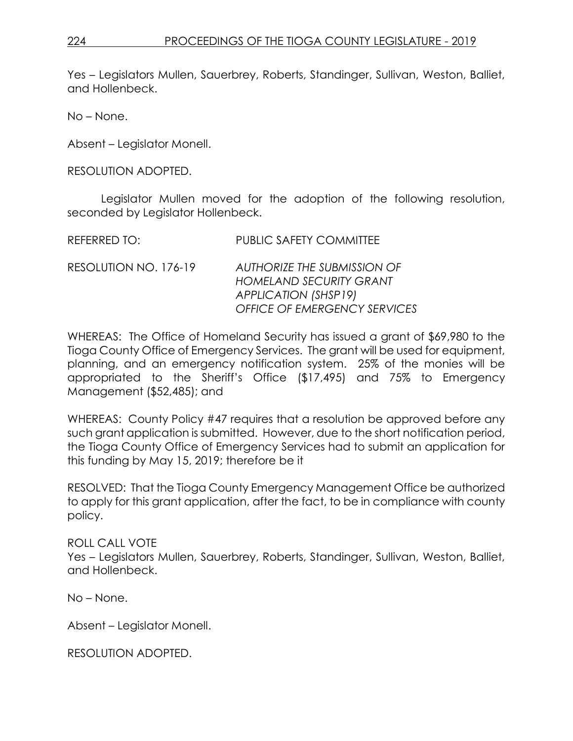Yes – Legislators Mullen, Sauerbrey, Roberts, Standinger, Sullivan, Weston, Balliet, and Hollenbeck.

No – None.

Absent – Legislator Monell.

RESOLUTION ADOPTED.

Legislator Mullen moved for the adoption of the following resolution, seconded by Legislator Hollenbeck.

REFERRED TO: PUBLIC SAFETY COMMITTEE

RESOLUTION NO. 176-19 *AUTHORIZE THE SUBMISSION OF HOMELAND SECURITY GRANT APPLICATION (SHSP19) OFFICE OF EMERGENCY SERVICES*

WHEREAS: The Office of Homeland Security has issued a grant of $69,980 to the Tioga County Office of Emergency Services. The grant will be used for equipment, planning, and an emergency notification system. 25% of the monies will be appropriated to the Sheriff's Office ($17,495) and 75% to Emergency Management ($52,485); and

WHEREAS: County Policy #47 requires that a resolution be approved before any such grant application is submitted. However, due to the short notification period, the Tioga County Office of Emergency Services had to submit an application for this funding by May 15, 2019; therefore be it

RESOLVED: That the Tioga County Emergency Management Office be authorized to apply for this grant application, after the fact, to be in compliance with county policy.

ROLL CALL VOTE
Yes – Legislators Mullen, Sauerbrey, Roberts, Standinger, Sullivan, Weston, Balliet, and Hollenbeck.

No – None.

Absent – Legislator Monell.

RESOLUTION ADOPTED.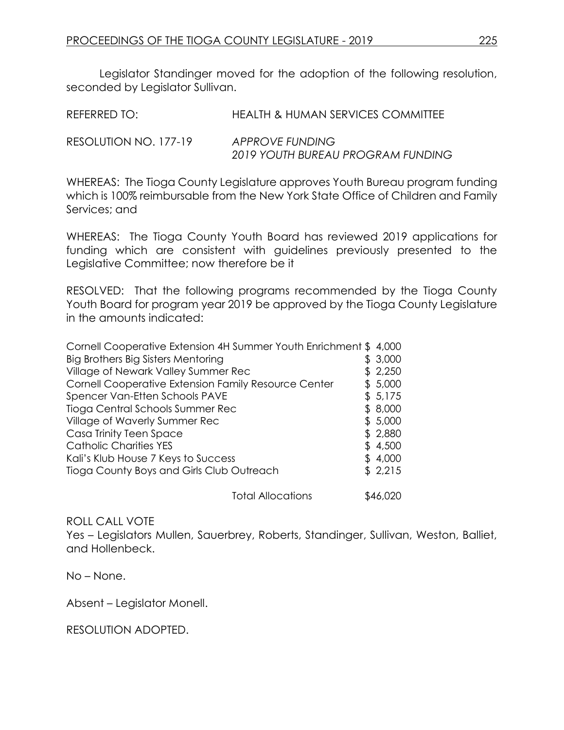Legislator Standinger moved for the adoption of the following resolution, seconded by Legislator Sullivan.

REFERRED TO: HEALTH & HUMAN SERVICES COMMITTEE

RESOLUTION NO. 177-19 *APPROVE FUNDING*
*2019 YOUTH BUREAU PROGRAM FUNDING*

WHEREAS: The Tioga County Legislature approves Youth Bureau program funding which is 100% reimbursable from the New York State Office of Children and Family Services; and

WHEREAS: The Tioga County Youth Board has reviewed 2019 applications for funding which are consistent with guidelines previously presented to the Legislative Committee; now therefore be it

RESOLVED: That the following programs recommended by the Tioga County Youth Board for program year 2019 be approved by the Tioga County Legislature in the amounts indicated:

| | |
|---|---|
| Cornell Cooperative Extension 4H Summer Youth Enrichment | $ 4,000 |
| Big Brothers Big Sisters Mentoring | $ 3,000 |
| Village of Newark Valley Summer Rec | $ 2,250 |
| Cornell Cooperative Extension Family Resource Center | $ 5,000 |
| Spencer Van-Etten Schools PAVE | $ 5,175 |
| Tioga Central Schools Summer Rec | $ 8,000 |
| Village of Waverly Summer Rec | $ 5,000 |
| Casa Trinity Teen Space | $ 2,880 |
| Catholic Charities YES | $ 4,500 |
| Kali's Klub House 7 Keys to Success | $ 4,000 |
| Tioga County Boys and Girls Club Outreach | $ 2,215 |
| Total Allocations | $46,020 |

ROLL CALL VOTE
Yes – Legislators Mullen, Sauerbrey, Roberts, Standinger, Sullivan, Weston, Balliet, and Hollenbeck.

No – None.

Absent – Legislator Monell.

RESOLUTION ADOPTED.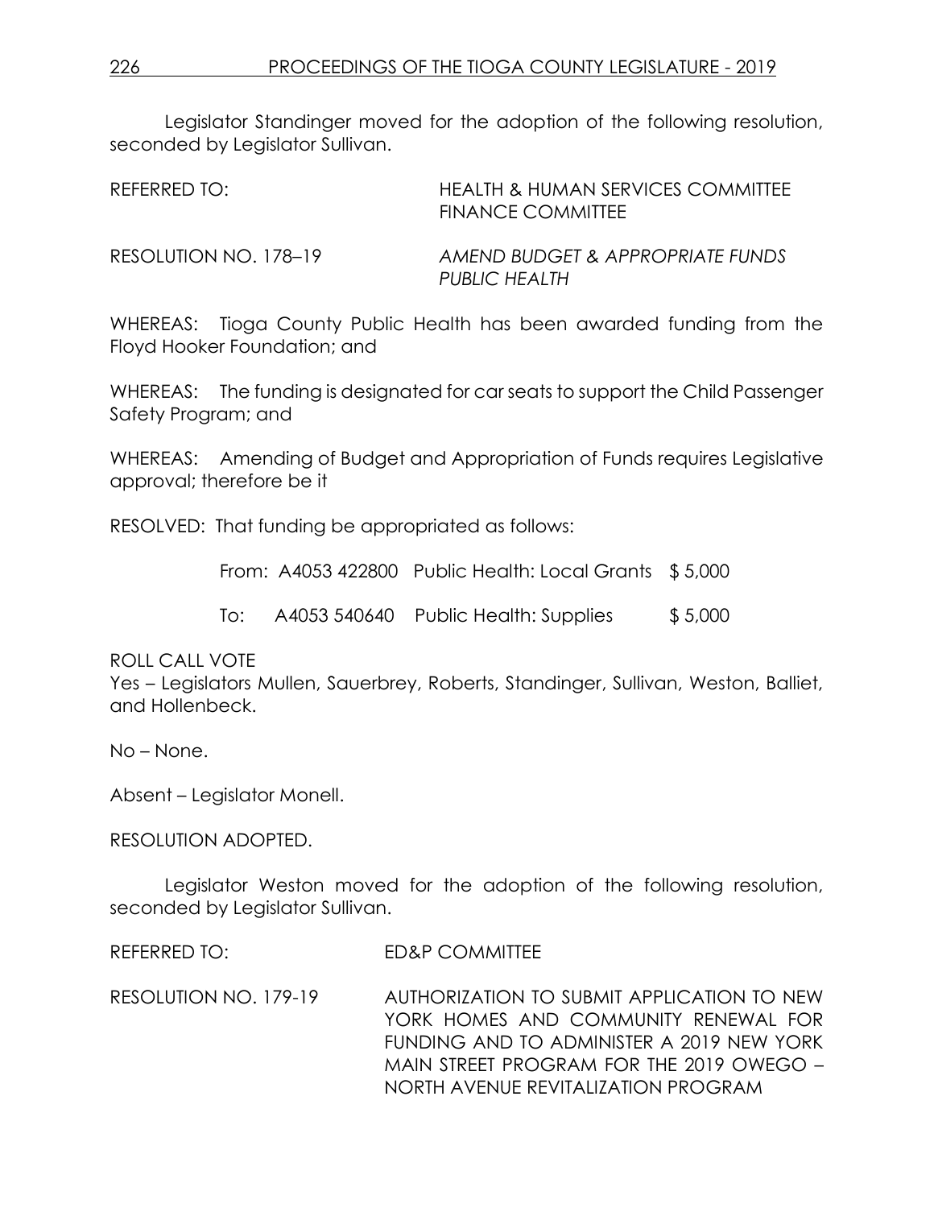Legislator Standinger moved for the adoption of the following resolution, seconded by Legislator Sullivan.

REFERRED TO: HEALTH & HUMAN SERVICES COMMITTEE
FINANCE COMMITTEE

RESOLUTION NO. 178–19 *AMEND BUDGET & APPROPRIATE FUNDS PUBLIC HEALTH*

WHEREAS: Tioga County Public Health has been awarded funding from the Floyd Hooker Foundation; and

WHEREAS: The funding is designated for car seats to support the Child Passenger Safety Program; and

WHEREAS: Amending of Budget and Appropriation of Funds requires Legislative approval; therefore be it

RESOLVED: That funding be appropriated as follows:

| | | | |
|---|---|---|---|
| From: | A4053 422800 | Public Health: Local Grants | $ 5,000 |
| To: | A4053 540640 | Public Health: Supplies | $ 5,000 |

ROLL CALL VOTE
Yes – Legislators Mullen, Sauerbrey, Roberts, Standinger, Sullivan, Weston, Balliet, and Hollenbeck.

No – None.

Absent – Legislator Monell.

RESOLUTION ADOPTED.

Legislator Weston moved for the adoption of the following resolution, seconded by Legislator Sullivan.

REFERRED TO: ED&P COMMITTEE

RESOLUTION NO. 179-19 AUTHORIZATION TO SUBMIT APPLICATION TO NEW YORK HOMES AND COMMUNITY RENEWAL FOR FUNDING AND TO ADMINISTER A 2019 NEW YORK MAIN STREET PROGRAM FOR THE 2019 OWEGO – NORTH AVENUE REVITALIZATION PROGRAM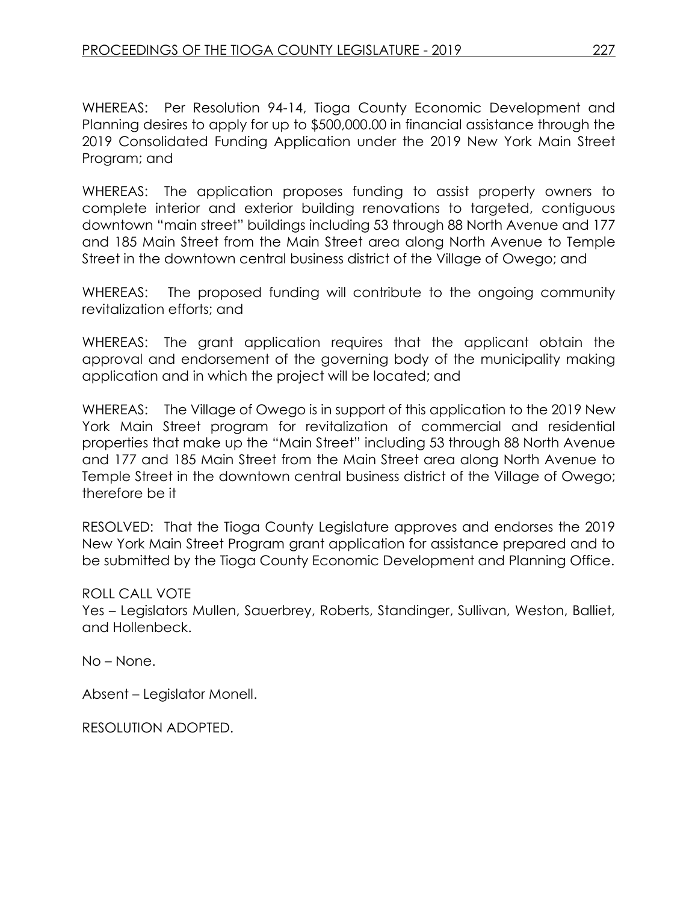WHEREAS: Per Resolution 94-14, Tioga County Economic Development and Planning desires to apply for up to $500,000.00 in financial assistance through the 2019 Consolidated Funding Application under the 2019 New York Main Street Program; and

WHEREAS: The application proposes funding to assist property owners to complete interior and exterior building renovations to targeted, contiguous downtown "main street" buildings including 53 through 88 North Avenue and 177 and 185 Main Street from the Main Street area along North Avenue to Temple Street in the downtown central business district of the Village of Owego; and

WHEREAS: The proposed funding will contribute to the ongoing community revitalization efforts; and

WHEREAS: The grant application requires that the applicant obtain the approval and endorsement of the governing body of the municipality making application and in which the project will be located; and

WHEREAS: The Village of Owego is in support of this application to the 2019 New York Main Street program for revitalization of commercial and residential properties that make up the "Main Street" including 53 through 88 North Avenue and 177 and 185 Main Street from the Main Street area along North Avenue to Temple Street in the downtown central business district of the Village of Owego; therefore be it

RESOLVED: That the Tioga County Legislature approves and endorses the 2019 New York Main Street Program grant application for assistance prepared and to be submitted by the Tioga County Economic Development and Planning Office.

ROLL CALL VOTE
Yes – Legislators Mullen, Sauerbrey, Roberts, Standinger, Sullivan, Weston, Balliet, and Hollenbeck.

No – None.

Absent – Legislator Monell.

RESOLUTION ADOPTED.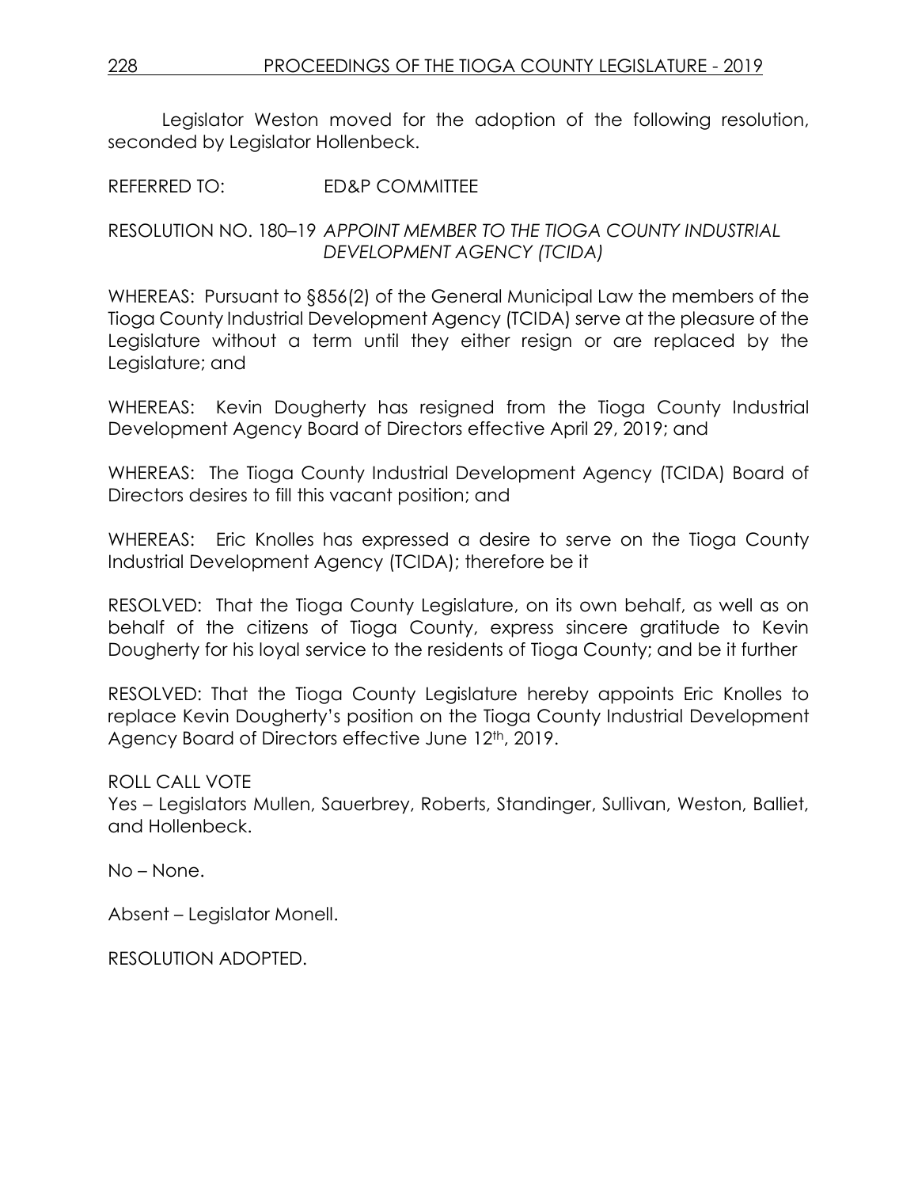Legislator Weston moved for the adoption of the following resolution, seconded by Legislator Hollenbeck.

REFERRED TO: ED&P COMMITTEE

RESOLUTION NO. 180–19 *APPOINT MEMBER TO THE TIOGA COUNTY INDUSTRIAL DEVELOPMENT AGENCY (TCIDA)*

WHEREAS: Pursuant to §856(2) of the General Municipal Law the members of the Tioga County Industrial Development Agency (TCIDA) serve at the pleasure of the Legislature without a term until they either resign or are replaced by the Legislature; and

WHEREAS: Kevin Dougherty has resigned from the Tioga County Industrial Development Agency Board of Directors effective April 29, 2019; and

WHEREAS: The Tioga County Industrial Development Agency (TCIDA) Board of Directors desires to fill this vacant position; and

WHEREAS: Eric Knolles has expressed a desire to serve on the Tioga County Industrial Development Agency (TCIDA); therefore be it

RESOLVED: That the Tioga County Legislature, on its own behalf, as well as on behalf of the citizens of Tioga County, express sincere gratitude to Kevin Dougherty for his loyal service to the residents of Tioga County; and be it further

RESOLVED: That the Tioga County Legislature hereby appoints Eric Knolles to replace Kevin Dougherty's position on the Tioga County Industrial Development Agency Board of Directors effective June 12th, 2019.

ROLL CALL VOTE
Yes – Legislators Mullen, Sauerbrey, Roberts, Standinger, Sullivan, Weston, Balliet, and Hollenbeck.

No – None.

Absent – Legislator Monell.

RESOLUTION ADOPTED.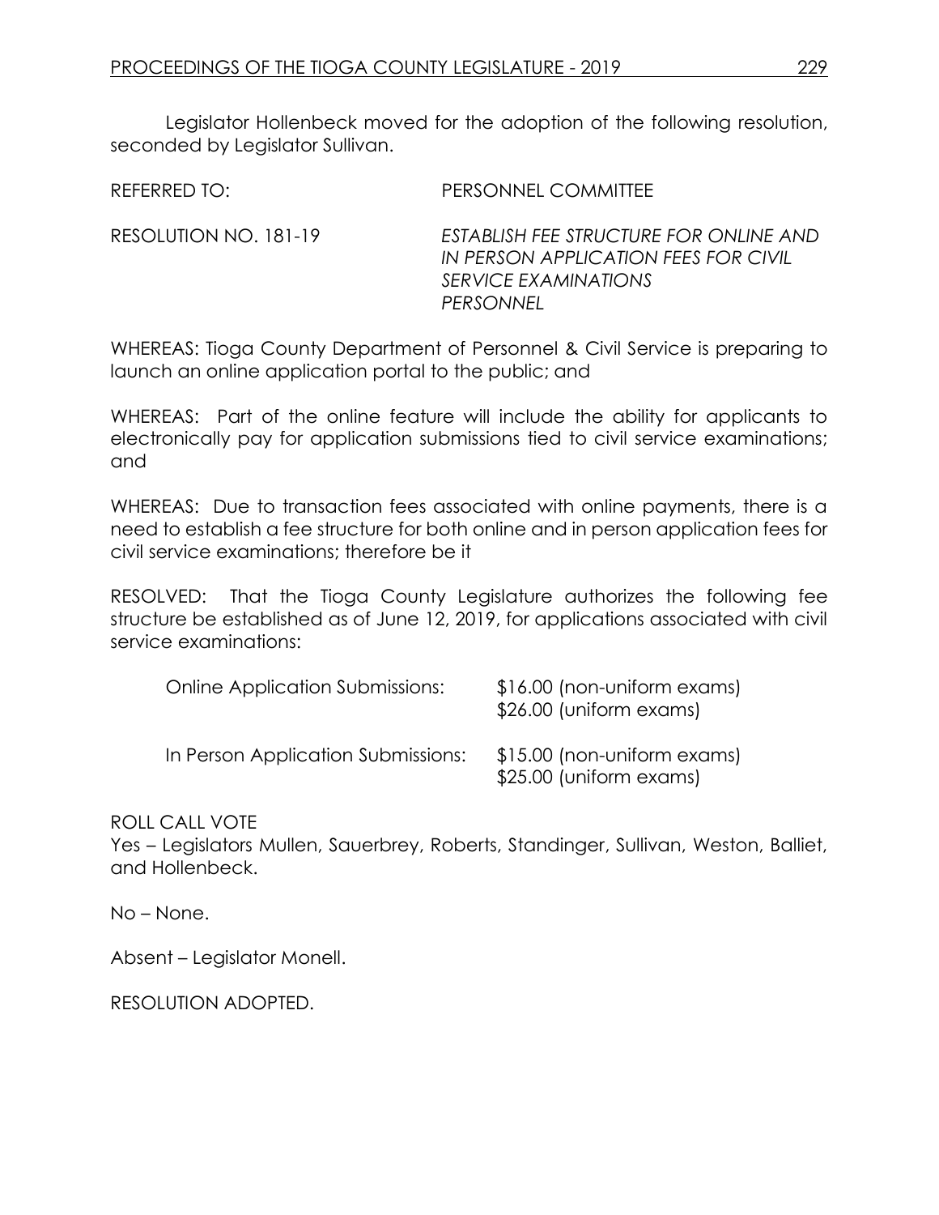Legislator Hollenbeck moved for the adoption of the following resolution, seconded by Legislator Sullivan.

REFERRED TO: PERSONNEL COMMITTEE

RESOLUTION NO. 181-19 *ESTABLISH FEE STRUCTURE FOR ONLINE AND IN PERSON APPLICATION FEES FOR CIVIL SERVICE EXAMINATIONS PERSONNEL*

WHEREAS: Tioga County Department of Personnel & Civil Service is preparing to launch an online application portal to the public; and

WHEREAS: Part of the online feature will include the ability for applicants to electronically pay for application submissions tied to civil service examinations; and

WHEREAS: Due to transaction fees associated with online payments, there is a need to establish a fee structure for both online and in person application fees for civil service examinations; therefore be it

RESOLVED: That the Tioga County Legislature authorizes the following fee structure be established as of June 12, 2019, for applications associated with civil service examinations:

| | |
|---|---|
| Online Application Submissions: | $16.00 (non-uniform exams)<br>$26.00 (uniform exams) |
| In Person Application Submissions: | $15.00 (non-uniform exams)<br>$25.00 (uniform exams) |

ROLL CALL VOTE
Yes – Legislators Mullen, Sauerbrey, Roberts, Standinger, Sullivan, Weston, Balliet, and Hollenbeck.

No – None.

Absent – Legislator Monell.

RESOLUTION ADOPTED.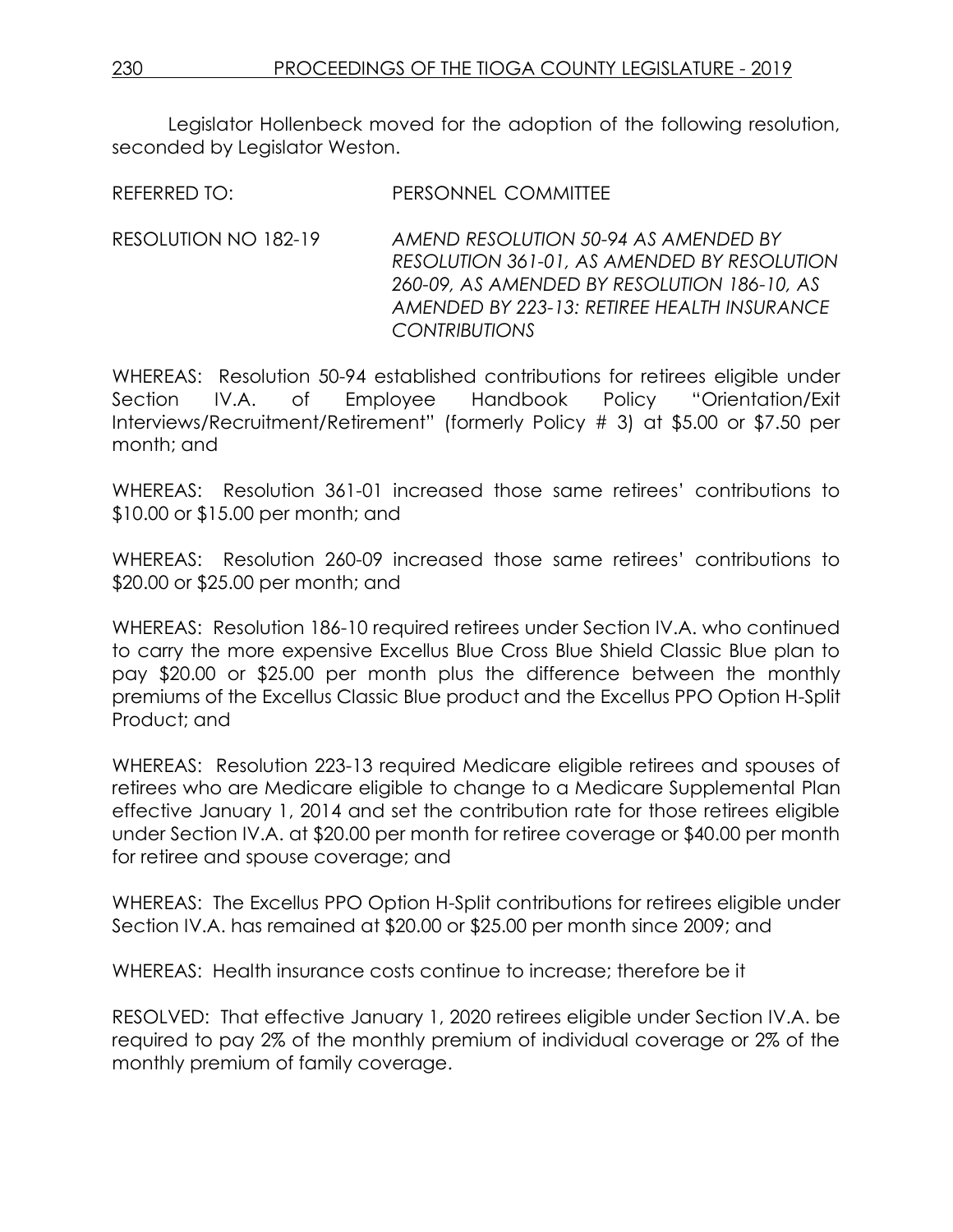Legislator Hollenbeck moved for the adoption of the following resolution, seconded by Legislator Weston.

REFERRED TO: PERSONNEL COMMITTEE

RESOLUTION NO 182-19 *AMEND RESOLUTION 50-94 AS AMENDED BY RESOLUTION 361-01, AS AMENDED BY RESOLUTION 260-09, AS AMENDED BY RESOLUTION 186-10, AS AMENDED BY 223-13: RETIREE HEALTH INSURANCE CONTRIBUTIONS*

WHEREAS: Resolution 50-94 established contributions for retirees eligible under Section IV.A. of Employee Handbook Policy "Orientation/Exit Interviews/Recruitment/Retirement" (formerly Policy # 3) at $5.00 or $7.50 per month; and

WHEREAS: Resolution 361-01 increased those same retirees' contributions to $10.00 or $15.00 per month; and

WHEREAS: Resolution 260-09 increased those same retirees' contributions to $20.00 or $25.00 per month; and

WHEREAS: Resolution 186-10 required retirees under Section IV.A. who continued to carry the more expensive Excellus Blue Cross Blue Shield Classic Blue plan to pay $20.00 or $25.00 per month plus the difference between the monthly premiums of the Excellus Classic Blue product and the Excellus PPO Option H-Split Product; and

WHEREAS: Resolution 223-13 required Medicare eligible retirees and spouses of retirees who are Medicare eligible to change to a Medicare Supplemental Plan effective January 1, 2014 and set the contribution rate for those retirees eligible under Section IV.A. at $20.00 per month for retiree coverage or $40.00 per month for retiree and spouse coverage; and

WHEREAS: The Excellus PPO Option H-Split contributions for retirees eligible under Section IV.A. has remained at $20.00 or $25.00 per month since 2009; and

WHEREAS: Health insurance costs continue to increase; therefore be it

RESOLVED: That effective January 1, 2020 retirees eligible under Section IV.A. be required to pay 2% of the monthly premium of individual coverage or 2% of the monthly premium of family coverage.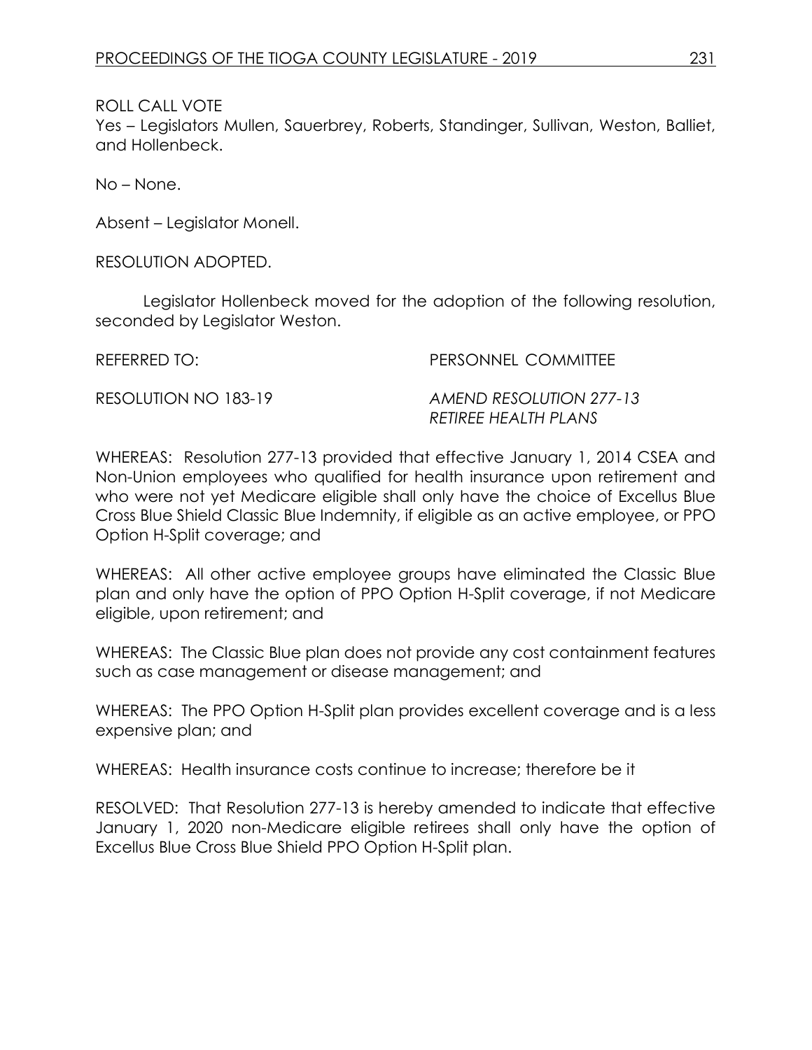ROLL CALL VOTE

Yes – Legislators Mullen, Sauerbrey, Roberts, Standinger, Sullivan, Weston, Balliet, and Hollenbeck.

No – None.

Absent – Legislator Monell.

RESOLUTION ADOPTED.

Legislator Hollenbeck moved for the adoption of the following resolution, seconded by Legislator Weston.

REFERRED TO: PERSONNEL COMMITTEE

RESOLUTION NO 183-19 *AMEND RESOLUTION 277-13 RETIREE HEALTH PLANS*

WHEREAS: Resolution 277-13 provided that effective January 1, 2014 CSEA and Non-Union employees who qualified for health insurance upon retirement and who were not yet Medicare eligible shall only have the choice of Excellus Blue Cross Blue Shield Classic Blue Indemnity, if eligible as an active employee, or PPO Option H-Split coverage; and

WHEREAS: All other active employee groups have eliminated the Classic Blue plan and only have the option of PPO Option H-Split coverage, if not Medicare eligible, upon retirement; and

WHEREAS: The Classic Blue plan does not provide any cost containment features such as case management or disease management; and

WHEREAS: The PPO Option H-Split plan provides excellent coverage and is a less expensive plan; and

WHEREAS: Health insurance costs continue to increase; therefore be it

RESOLVED: That Resolution 277-13 is hereby amended to indicate that effective January 1, 2020 non-Medicare eligible retirees shall only have the option of Excellus Blue Cross Blue Shield PPO Option H-Split plan.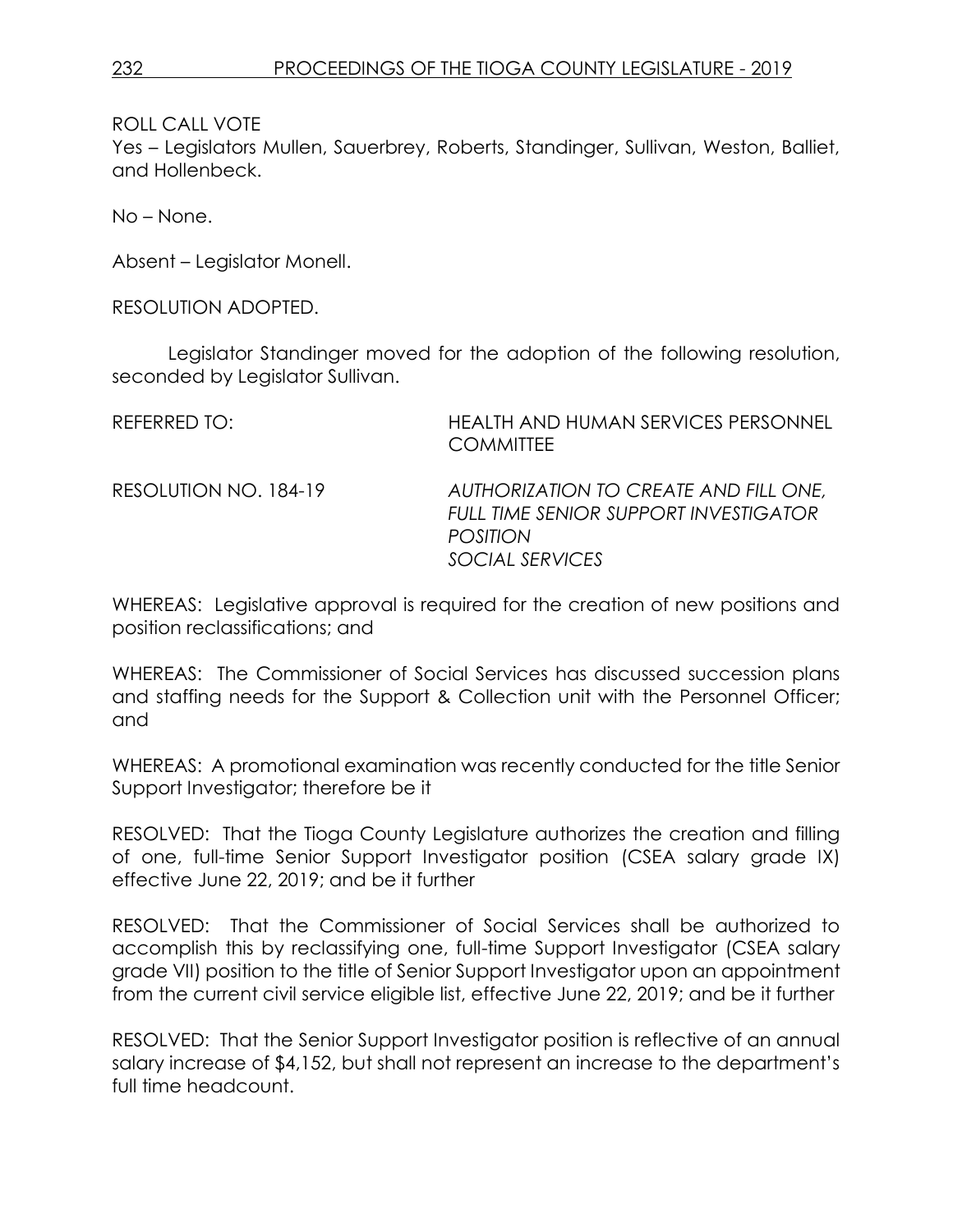ROLL CALL VOTE
Yes – Legislators Mullen, Sauerbrey, Roberts, Standinger, Sullivan, Weston, Balliet, and Hollenbeck.

No – None.

Absent – Legislator Monell.

RESOLUTION ADOPTED.

Legislator Standinger moved for the adoption of the following resolution, seconded by Legislator Sullivan.

REFERRED TO: HEALTH AND HUMAN SERVICES PERSONNEL COMMITTEE

RESOLUTION NO. 184-19 *AUTHORIZATION TO CREATE AND FILL ONE, FULL TIME SENIOR SUPPORT INVESTIGATOR POSITION SOCIAL SERVICES*

WHEREAS: Legislative approval is required for the creation of new positions and position reclassifications; and

WHEREAS: The Commissioner of Social Services has discussed succession plans and staffing needs for the Support & Collection unit with the Personnel Officer; and

WHEREAS: A promotional examination was recently conducted for the title Senior Support Investigator; therefore be it

RESOLVED: That the Tioga County Legislature authorizes the creation and filling of one, full-time Senior Support Investigator position (CSEA salary grade IX) effective June 22, 2019; and be it further

RESOLVED: That the Commissioner of Social Services shall be authorized to accomplish this by reclassifying one, full-time Support Investigator (CSEA salary grade VII) position to the title of Senior Support Investigator upon an appointment from the current civil service eligible list, effective June 22, 2019; and be it further

RESOLVED: That the Senior Support Investigator position is reflective of an annual salary increase of $4,152, but shall not represent an increase to the department's full time headcount.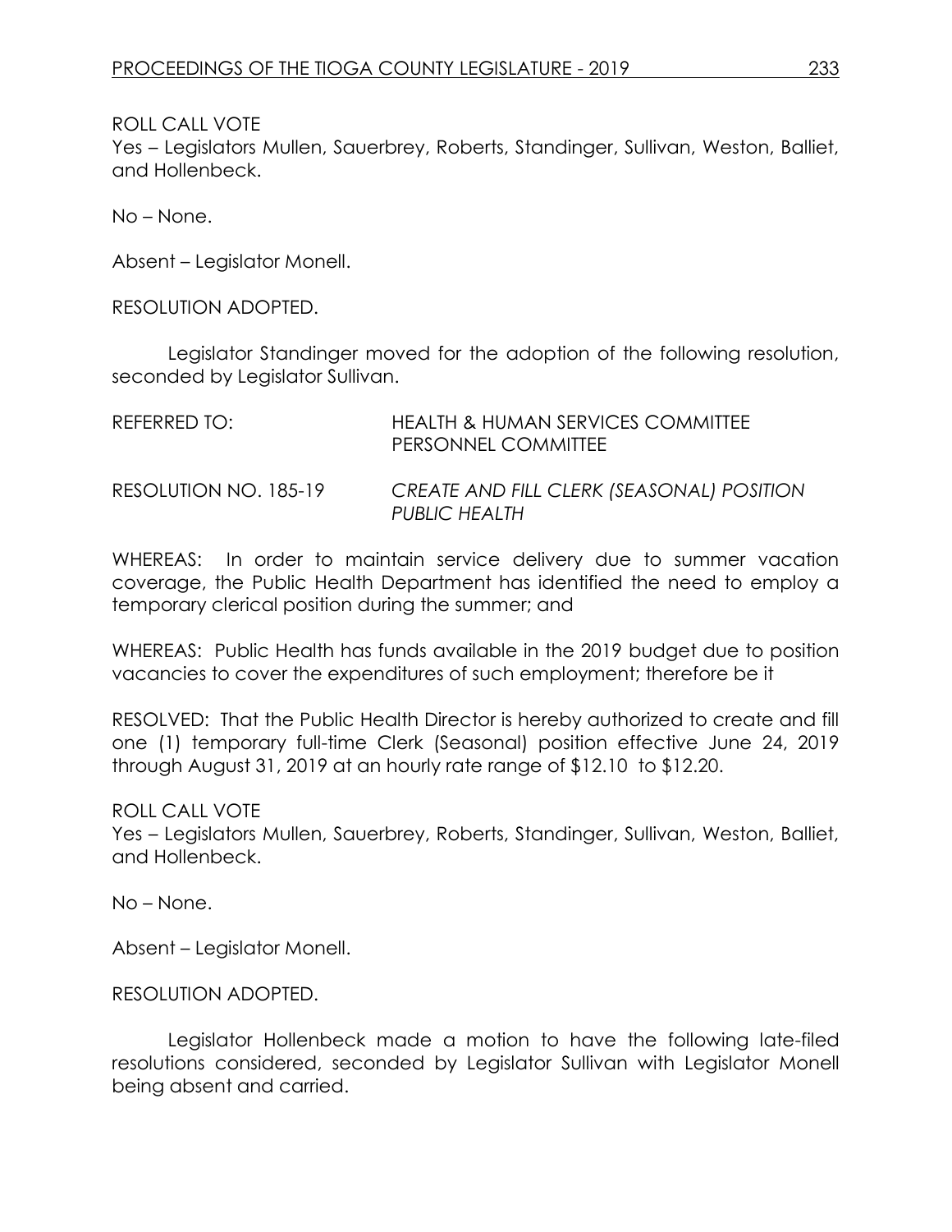ROLL CALL VOTE
Yes – Legislators Mullen, Sauerbrey, Roberts, Standinger, Sullivan, Weston, Balliet, and Hollenbeck.

No – None.

Absent – Legislator Monell.

RESOLUTION ADOPTED.

Legislator Standinger moved for the adoption of the following resolution, seconded by Legislator Sullivan.

REFERRED TO: HEALTH & HUMAN SERVICES COMMITTEE
PERSONNEL COMMITTEE

RESOLUTION NO. 185-19 *CREATE AND FILL CLERK (SEASONAL) POSITION PUBLIC HEALTH*

WHEREAS: In order to maintain service delivery due to summer vacation coverage, the Public Health Department has identified the need to employ a temporary clerical position during the summer; and

WHEREAS: Public Health has funds available in the 2019 budget due to position vacancies to cover the expenditures of such employment; therefore be it

RESOLVED: That the Public Health Director is hereby authorized to create and fill one (1) temporary full-time Clerk (Seasonal) position effective June 24, 2019 through August 31, 2019 at an hourly rate range of $12.10 to $12.20.

ROLL CALL VOTE
Yes – Legislators Mullen, Sauerbrey, Roberts, Standinger, Sullivan, Weston, Balliet, and Hollenbeck.

No – None.

Absent – Legislator Monell.

RESOLUTION ADOPTED.

Legislator Hollenbeck made a motion to have the following late-filed resolutions considered, seconded by Legislator Sullivan with Legislator Monell being absent and carried.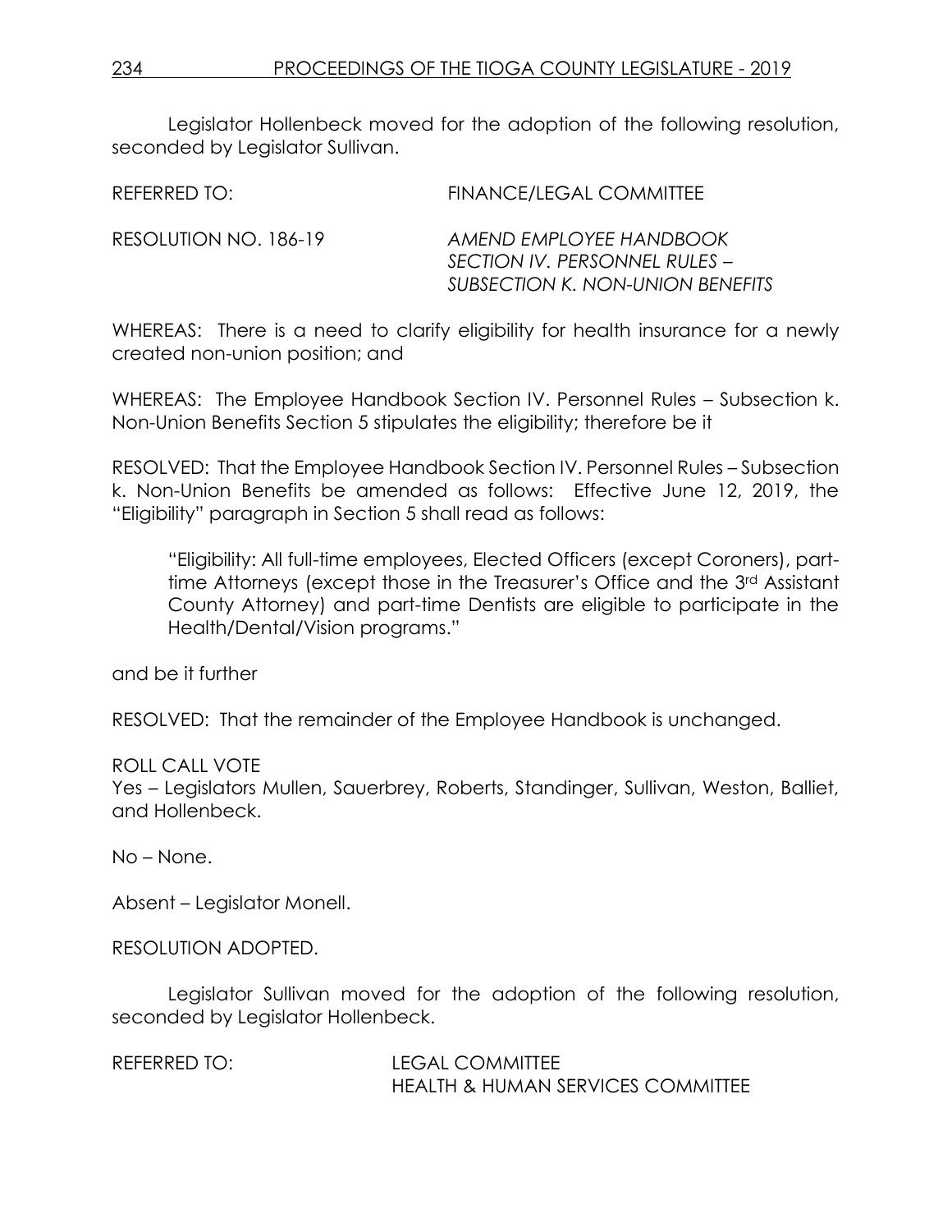Legislator Hollenbeck moved for the adoption of the following resolution, seconded by Legislator Sullivan.

REFERRED TO: FINANCE/LEGAL COMMITTEE

RESOLUTION NO. 186-19 *AMEND EMPLOYEE HANDBOOK SECTION IV. PERSONNEL RULES – SUBSECTION K. NON-UNION BENEFITS*

WHEREAS: There is a need to clarify eligibility for health insurance for a newly created non-union position; and

WHEREAS: The Employee Handbook Section IV. Personnel Rules – Subsection k. Non-Union Benefits Section 5 stipulates the eligibility; therefore be it

RESOLVED: That the Employee Handbook Section IV. Personnel Rules – Subsection k. Non-Union Benefits be amended as follows: Effective June 12, 2019, the "Eligibility" paragraph in Section 5 shall read as follows:

> "Eligibility: All full-time employees, Elected Officers (except Coroners), part-time Attorneys (except those in the Treasurer's Office and the 3rd Assistant County Attorney) and part-time Dentists are eligible to participate in the Health/Dental/Vision programs."

and be it further

RESOLVED: That the remainder of the Employee Handbook is unchanged.

ROLL CALL VOTE
Yes – Legislators Mullen, Sauerbrey, Roberts, Standinger, Sullivan, Weston, Balliet, and Hollenbeck.

No – None.

Absent – Legislator Monell.

RESOLUTION ADOPTED.

Legislator Sullivan moved for the adoption of the following resolution, seconded by Legislator Hollenbeck.

REFERRED TO: LEGAL COMMITTEE
HEALTH & HUMAN SERVICES COMMITTEE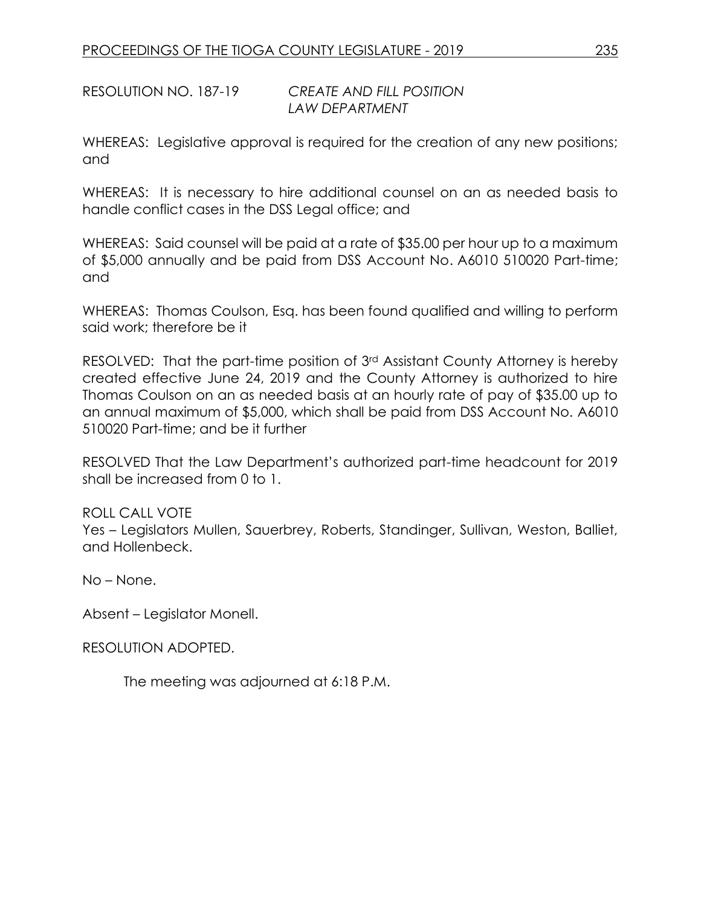RESOLUTION NO. 187-19 *CREATE AND FILL POSITION LAW DEPARTMENT*

WHEREAS: Legislative approval is required for the creation of any new positions; and

WHEREAS: It is necessary to hire additional counsel on an as needed basis to handle conflict cases in the DSS Legal office; and

WHEREAS: Said counsel will be paid at a rate of $35.00 per hour up to a maximum of $5,000 annually and be paid from DSS Account No. A6010 510020 Part-time; and

WHEREAS: Thomas Coulson, Esq. has been found qualified and willing to perform said work; therefore be it

RESOLVED: That the part-time position of 3rd Assistant County Attorney is hereby created effective June 24, 2019 and the County Attorney is authorized to hire Thomas Coulson on an as needed basis at an hourly rate of pay of $35.00 up to an annual maximum of $5,000, which shall be paid from DSS Account No. A6010 510020 Part-time; and be it further

RESOLVED That the Law Department's authorized part-time headcount for 2019 shall be increased from 0 to 1.

ROLL CALL VOTE
Yes – Legislators Mullen, Sauerbrey, Roberts, Standinger, Sullivan, Weston, Balliet, and Hollenbeck.

No – None.

Absent – Legislator Monell.

RESOLUTION ADOPTED.

The meeting was adjourned at 6:18 P.M.